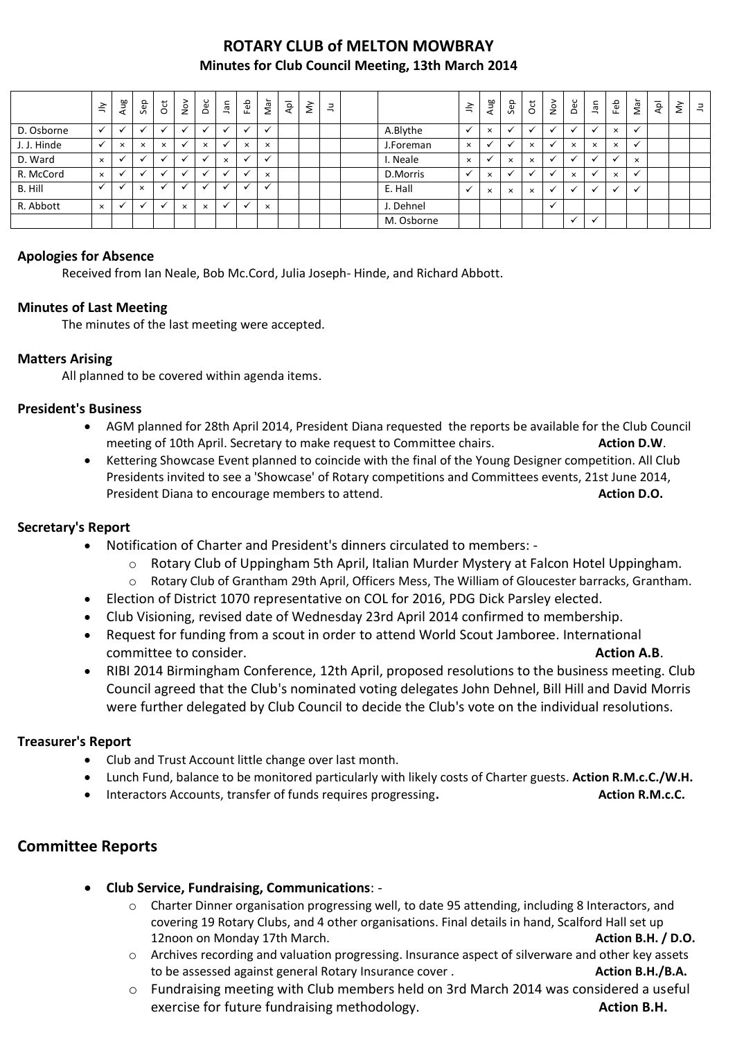# ROTARY CLUB of MELTON MOWBRAY

## Minutes for Club Council Meeting, 13th March 2014

| | Jly | Aug | Sep | Oct | Nov | Dec | Jan | Feb | Mar | Apl | My | Ju | | | Jly | Aug | Sep | Oct | Nov | Dec | Jan | Feb | Mar | Apl | My | Ju |
|---|---|---|---|---|---|---|---|---|---|---|---|---|---|---|---|---|---|---|---|---|---|---|---|---|---|---|
| D. Osborne | ✓ | ✓ | ✓ | ✓ | ✓ | ✓ | ✓ | ✓ | ✓ | | | | | A.Blythe | ✓ | × | ✓ | ✓ | ✓ | ✓ | ✓ | × | ✓ | | | |
| J. J. Hinde | ✓ | × | × | × | ✓ | × | ✓ | × | × | | | | | J.Foreman | × | ✓ | ✓ | × | ✓ | × | × | × | ✓ | | | |
| D. Ward | × | ✓ | ✓ | ✓ | ✓ | ✓ | × | ✓ | ✓ | | | | | I. Neale | × | ✓ | × | × | ✓ | ✓ | ✓ | ✓ | × | | | |
| R. McCord | × | ✓ | ✓ | ✓ | ✓ | ✓ | ✓ | ✓ | × | | | | | D.Morris | ✓ | × | ✓ | ✓ | ✓ | × | ✓ | × | ✓ | | | |
| B. Hill | ✓ | ✓ | × | ✓ | ✓ | ✓ | ✓ | ✓ | ✓ | | | | | E. Hall | ✓ | × | × | × | ✓ | ✓ | ✓ | ✓ | ✓ | | | |
| R. Abbott | × | ✓ | ✓ | ✓ | × | × | ✓ | ✓ | × | | | | | J. Dehnel | | | | | ✓ | | | | | | | |
| | | | | | | | | | | | | | | M. Osborne | | | | | | ✓ | ✓ | | | | | |

### Apologies for Absence

Received from Ian Neale, Bob Mc.Cord, Julia Joseph- Hinde, and Richard Abbott.

### Minutes of Last Meeting

The minutes of the last meeting were accepted.

### Matters Arising

All planned to be covered within agenda items.

### President's Business

- AGM planned for 28th April 2014, President Diana requested the reports be available for the Club Council meeting of 10th April. Secretary to make request to Committee chairs. **Action D.W**.
- Kettering Showcase Event planned to coincide with the final of the Young Designer competition. All Club Presidents invited to see a 'Showcase' of Rotary competitions and Committees events, 21st June 2014, President Diana to encourage members to attend. **Action D.O.**

### Secretary's Report

- Notification of Charter and President's dinners circulated to members: -
  - Rotary Club of Uppingham 5th April, Italian Murder Mystery at Falcon Hotel Uppingham.
  - Rotary Club of Grantham 29th April, Officers Mess, The William of Gloucester barracks, Grantham.
- Election of District 1070 representative on COL for 2016, PDG Dick Parsley elected.
- Club Visioning, revised date of Wednesday 23rd April 2014 confirmed to membership.
- Request for funding from a scout in order to attend World Scout Jamboree. International committee to consider. **Action A.B**.
- RIBI 2014 Birmingham Conference, 12th April, proposed resolutions to the business meeting. Club Council agreed that the Club's nominated voting delegates John Dehnel, Bill Hill and David Morris were further delegated by Club Council to decide the Club's vote on the individual resolutions.

### Treasurer's Report

- Club and Trust Account little change over last month.
- Lunch Fund, balance to be monitored particularly with likely costs of Charter guests. **Action R.M.c.C./W.H.**
- Interactors Accounts, transfer of funds requires progressing**.** **Action R.M.c.C.**

## Committee Reports

- **Club Service, Fundraising, Communications**: -
  - Charter Dinner organisation progressing well, to date 95 attending, including 8 Interactors, and covering 19 Rotary Clubs, and 4 other organisations. Final details in hand, Scalford Hall set up 12noon on Monday 17th March. **Action B.H. / D.O.**
  - Archives recording and valuation progressing. Insurance aspect of silverware and other key assets to be assessed against general Rotary Insurance cover . **Action B.H./B.A.**
  - Fundraising meeting with Club members held on 3rd March 2014 was considered a useful exercise for future fundraising methodology. **Action B.H.**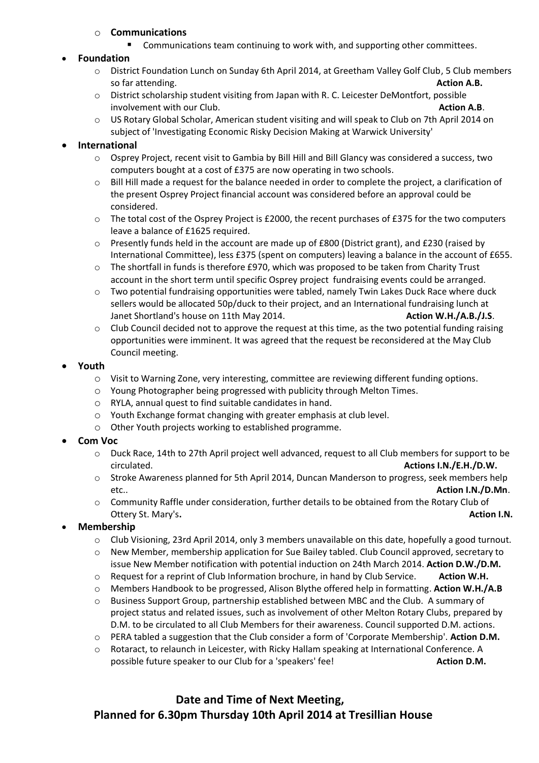- **Communications**
    - Communications team continuing to work with, and supporting other committees.

- **Foundation**
  - District Foundation Lunch on Sunday 6th April 2014, at Greetham Valley Golf Club, 5 Club members so far attending. **Action A.B.**
  - District scholarship student visiting from Japan with R. C. Leicester DeMontfort, possible involvement with our Club. **Action A.B**.
  - US Rotary Global Scholar, American student visiting and will speak to Club on 7th April 2014 on subject of 'Investigating Economic Risky Decision Making at Warwick University'

- **International**
  - Osprey Project, recent visit to Gambia by Bill Hill and Bill Glancy was considered a success, two computers bought at a cost of £375 are now operating in two schools.
  - Bill Hill made a request for the balance needed in order to complete the project, a clarification of the present Osprey Project financial account was considered before an approval could be considered.
  - The total cost of the Osprey Project is £2000, the recent purchases of £375 for the two computers leave a balance of £1625 required.
  - Presently funds held in the account are made up of £800 (District grant), and £230 (raised by International Committee), less £375 (spent on computers) leaving a balance in the account of £655.
  - The shortfall in funds is therefore £970, which was proposed to be taken from Charity Trust account in the short term until specific Osprey project fundraising events could be arranged.
  - Two potential fundraising opportunities were tabled, namely Twin Lakes Duck Race where duck sellers would be allocated 50p/duck to their project, and an International fundraising lunch at Janet Shortland's house on 11th May 2014. **Action W.H./A.B./J.S**.
  - Club Council decided not to approve the request at this time, as the two potential funding raising opportunities were imminent. It was agreed that the request be reconsidered at the May Club Council meeting.

- **Youth**
  - Visit to Warning Zone, very interesting, committee are reviewing different funding options.
  - Young Photographer being progressed with publicity through Melton Times.
  - RYLA, annual quest to find suitable candidates in hand.
  - Youth Exchange format changing with greater emphasis at club level.
  - Other Youth projects working to established programme.

- **Com Voc**
  - Duck Race, 14th to 27th April project well advanced, request to all Club members for support to be circulated. **Actions I.N./E.H./D.W.**
  - Stroke Awareness planned for 5th April 2014, Duncan Manderson to progress, seek members help etc.. **Action I.N./D.Mn**.
  - Community Raffle under consideration, further details to be obtained from the Rotary Club of Ottery St. Mary's**.** **Action I.N.**

- **Membership**
  - Club Visioning, 23rd April 2014, only 3 members unavailable on this date, hopefully a good turnout.
  - New Member, membership application for Sue Bailey tabled. Club Council approved, secretary to issue New Member notification with potential induction on 24th March 2014. **Action D.W./D.M.**
  - Request for a reprint of Club Information brochure, in hand by Club Service. **Action W.H.**
  - Members Handbook to be progressed, Alison Blythe offered help in formatting. **Action W.H./A.B**
  - Business Support Group, partnership established between MBC and the Club. A summary of project status and related issues, such as involvement of other Melton Rotary Clubs, prepared by D.M. to be circulated to all Club Members for their awareness. Council supported D.M. actions.
  - PERA tabled a suggestion that the Club consider a form of 'Corporate Membership'. **Action D.M.**
  - Rotaract, to relaunch in Leicester, with Ricky Hallam speaking at International Conference. A possible future speaker to our Club for a 'speakers' fee! **Action D.M.**

**Date and Time of Next Meeting,**
**Planned for 6.30pm Thursday 10th April 2014 at Tresillian House**